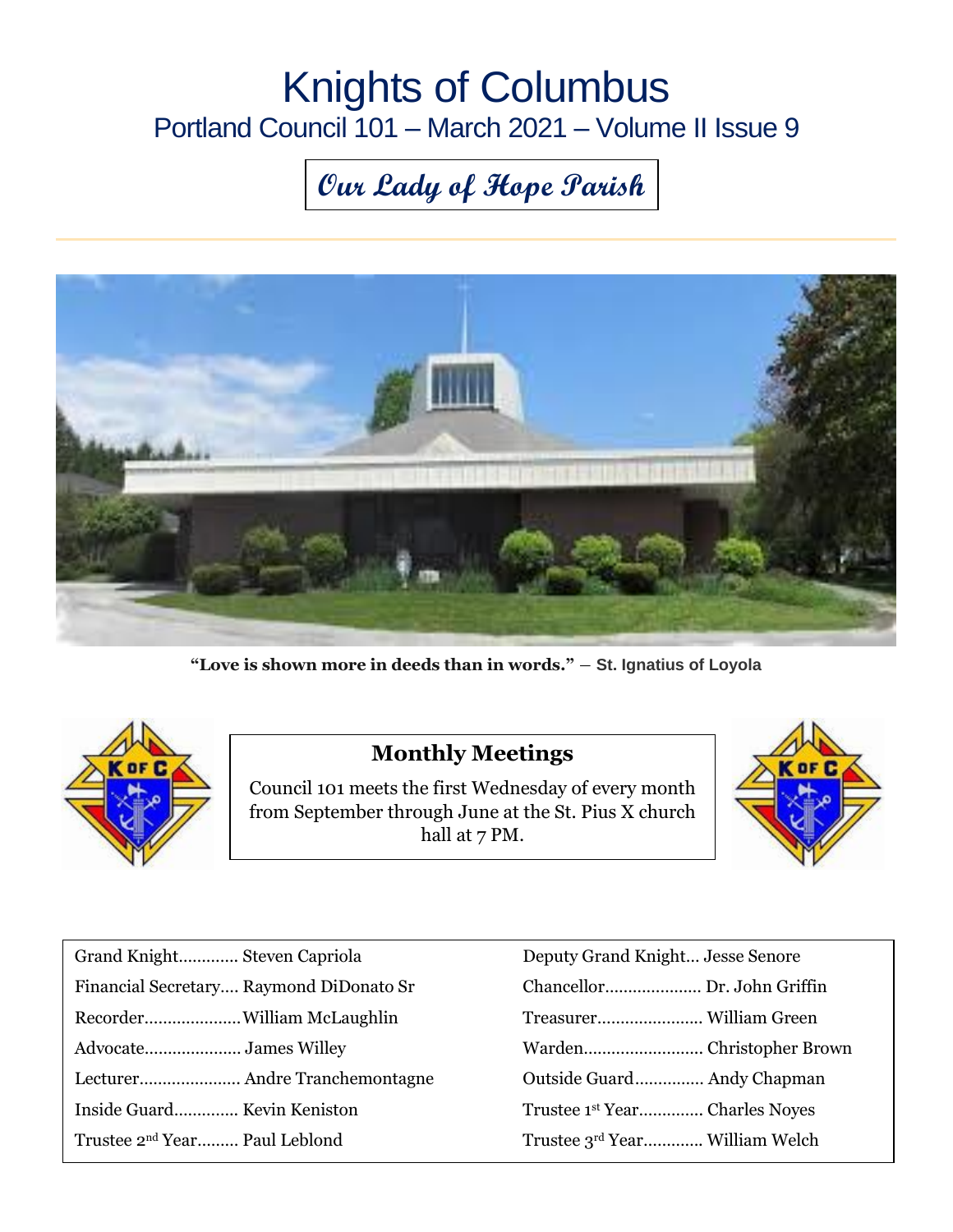# Knights of Columbus

## Portland Council 101 – March 2021 – Volume II Issue 9

**Our Lady of Hope Parish**

**"Love is shown more in deeds than in words."** – **St. Ignatius of Loyola**

### Monthly Meetings

Council 101 meets the first Wednesday of every month from September through June at the St. Pius X church hall at 7 PM.

| | |
|---|---|
| Grand Knight............ Steven Capriola | Deputy Grand Knight... Jesse Senore |
| Financial Secretary.... Raymond DiDonato Sr | Chancellor.................... Dr. John Griffin |
| Recorder....................William McLaughlin | Treasurer...................... William Green |
| Advocate.................... James Willey | Warden.......................... Christopher Brown |
| Lecturer..................... Andre Tranchemontagne | Outside Guard.............. Andy Chapman |
| Inside Guard............. Kevin Keniston | Trustee 1st Year............. Charles Noyes |
| Trustee 2nd Year......... Paul Leblond | Trustee 3rd Year............. William Welch |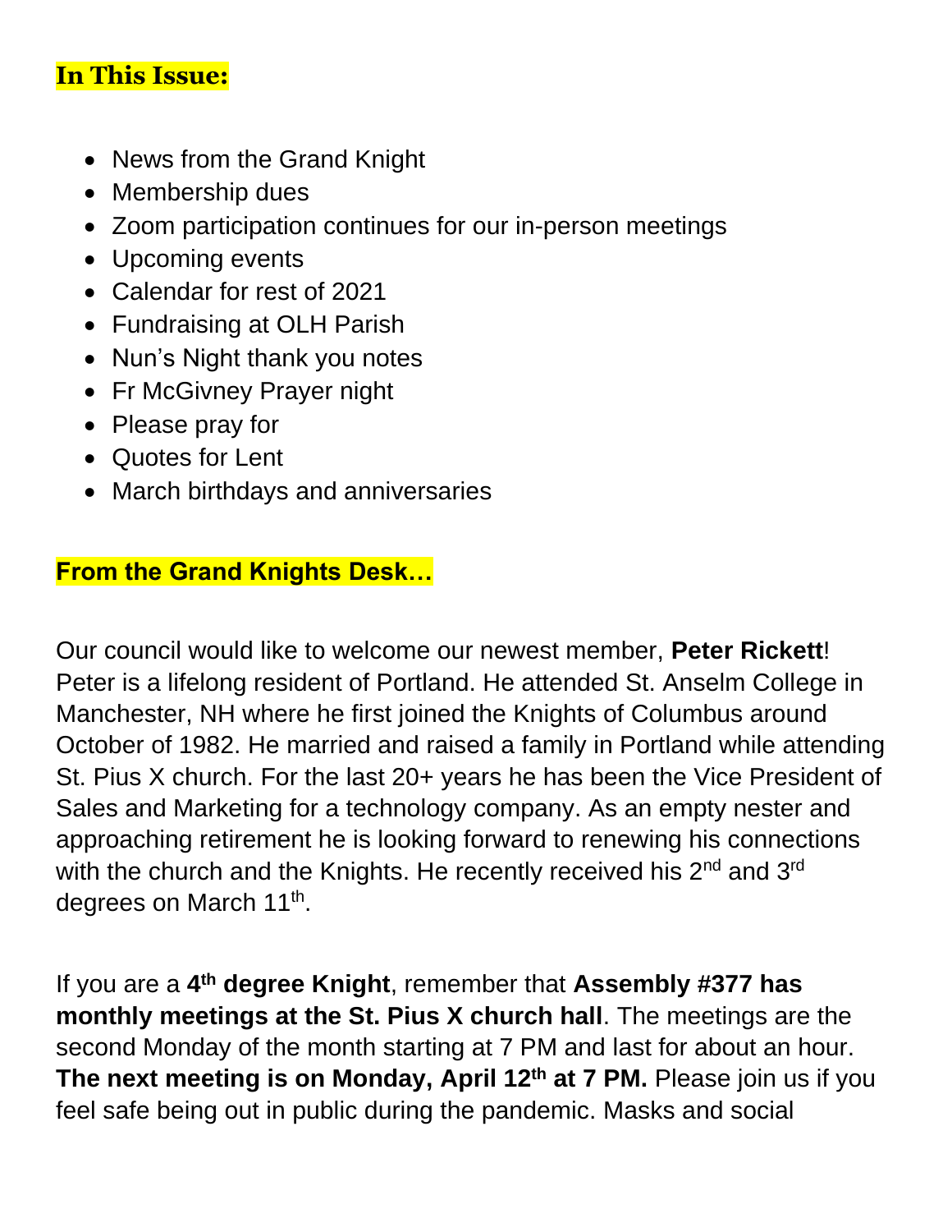## In This Issue:

- News from the Grand Knight
- Membership dues
- Zoom participation continues for our in-person meetings
- Upcoming events
- Calendar for rest of 2021
- Fundraising at OLH Parish
- Nun's Night thank you notes
- Fr McGivney Prayer night
- Please pray for
- Quotes for Lent
- March birthdays and anniversaries

## From the Grand Knights Desk…

Our council would like to welcome our newest member, **Peter Rickett**! Peter is a lifelong resident of Portland. He attended St. Anselm College in Manchester, NH where he first joined the Knights of Columbus around October of 1982. He married and raised a family in Portland while attending St. Pius X church. For the last 20+ years he has been the Vice President of Sales and Marketing for a technology company. As an empty nester and approaching retirement he is looking forward to renewing his connections with the church and the Knights. He recently received his 2nd and 3rd degrees on March 11th.

If you are a **4th degree Knight**, remember that **Assembly #377 has monthly meetings at the St. Pius X church hall**. The meetings are the second Monday of the month starting at 7 PM and last for about an hour. **The next meeting is on Monday, April 12th at 7 PM.** Please join us if you feel safe being out in public during the pandemic. Masks and social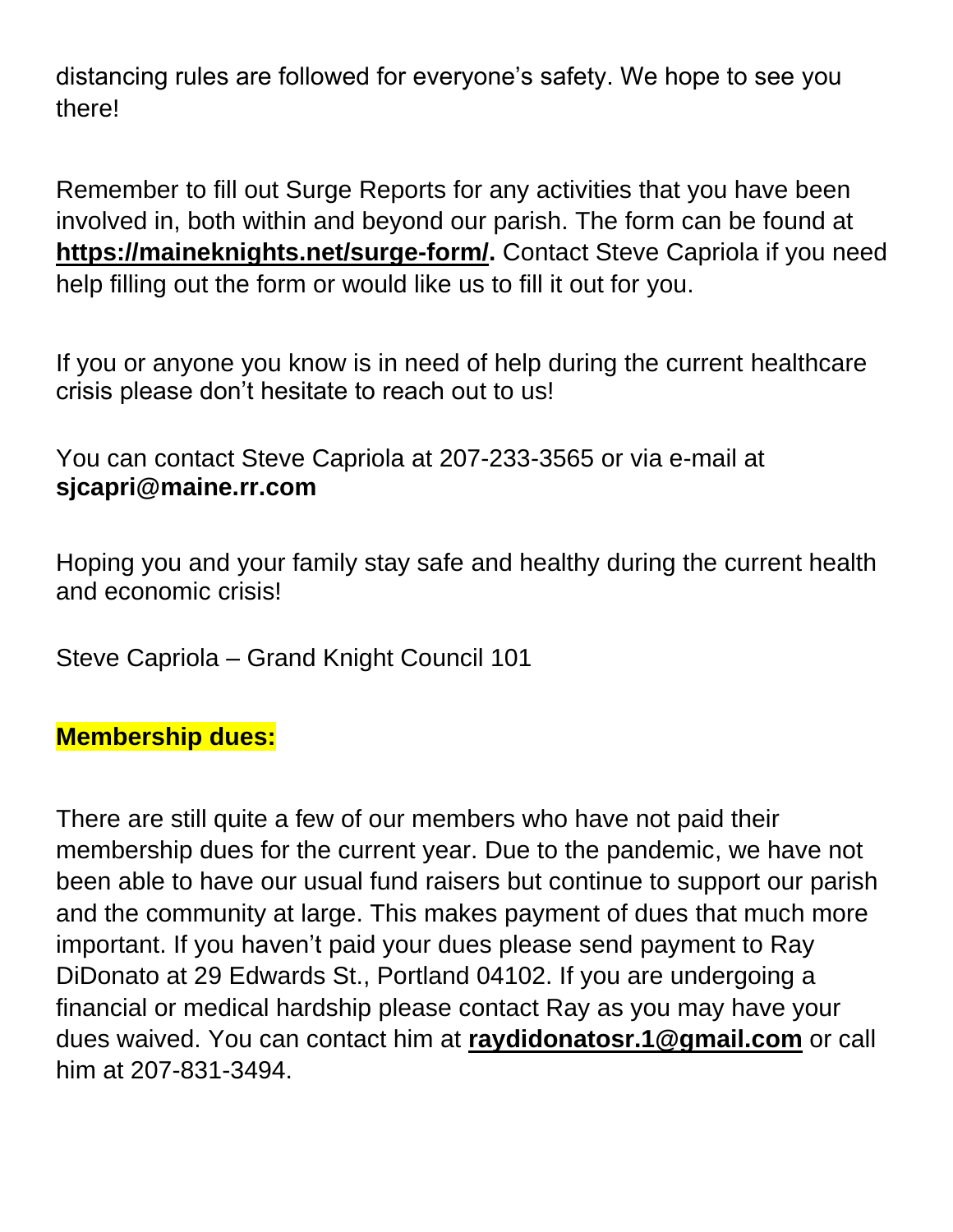distancing rules are followed for everyone's safety. We hope to see you there!

Remember to fill out Surge Reports for any activities that you have been involved in, both within and beyond our parish. The form can be found at **https://maineknights.net/surge-form/.** Contact Steve Capriola if you need help filling out the form or would like us to fill it out for you.

If you or anyone you know is in need of help during the current healthcare crisis please don't hesitate to reach out to us!

You can contact Steve Capriola at 207-233-3565 or via e-mail at **sjcapri@maine.rr.com**

Hoping you and your family stay safe and healthy during the current health and economic crisis!

Steve Capriola – Grand Knight Council 101

**Membership dues:**

There are still quite a few of our members who have not paid their membership dues for the current year. Due to the pandemic, we have not been able to have our usual fund raisers but continue to support our parish and the community at large. This makes payment of dues that much more important. If you haven't paid your dues please send payment to Ray DiDonato at 29 Edwards St., Portland 04102. If you are undergoing a financial or medical hardship please contact Ray as you may have your dues waived. You can contact him at **raydidonatosr.1@gmail.com** or call him at 207-831-3494.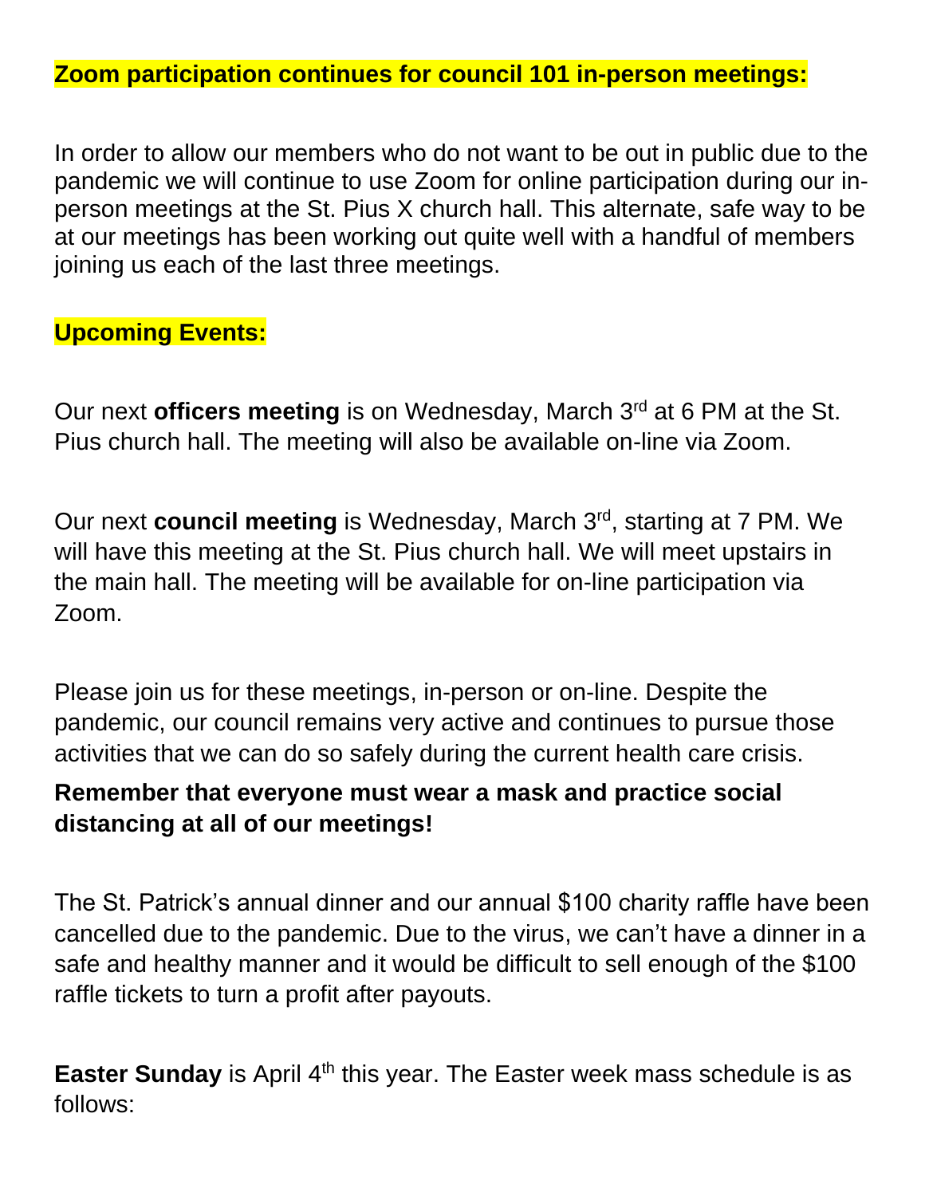**Zoom participation continues for council 101 in-person meetings:**

In order to allow our members who do not want to be out in public due to the pandemic we will continue to use Zoom for online participation during our in-person meetings at the St. Pius X church hall. This alternate, safe way to be at our meetings has been working out quite well with a handful of members joining us each of the last three meetings.

**Upcoming Events:**

Our next **officers meeting** is on Wednesday, March 3rd at 6 PM at the St. Pius church hall. The meeting will also be available on-line via Zoom.

Our next **council meeting** is Wednesday, March 3rd, starting at 7 PM. We will have this meeting at the St. Pius church hall. We will meet upstairs in the main hall. The meeting will be available for on-line participation via Zoom.

Please join us for these meetings, in-person or on-line. Despite the pandemic, our council remains very active and continues to pursue those activities that we can do so safely during the current health care crisis.

**Remember that everyone must wear a mask and practice social distancing at all of our meetings!**

The St. Patrick's annual dinner and our annual $100 charity raffle have been cancelled due to the pandemic. Due to the virus, we can't have a dinner in a safe and healthy manner and it would be difficult to sell enough of the $100 raffle tickets to turn a profit after payouts.

**Easter Sunday** is April 4th this year. The Easter week mass schedule is as follows: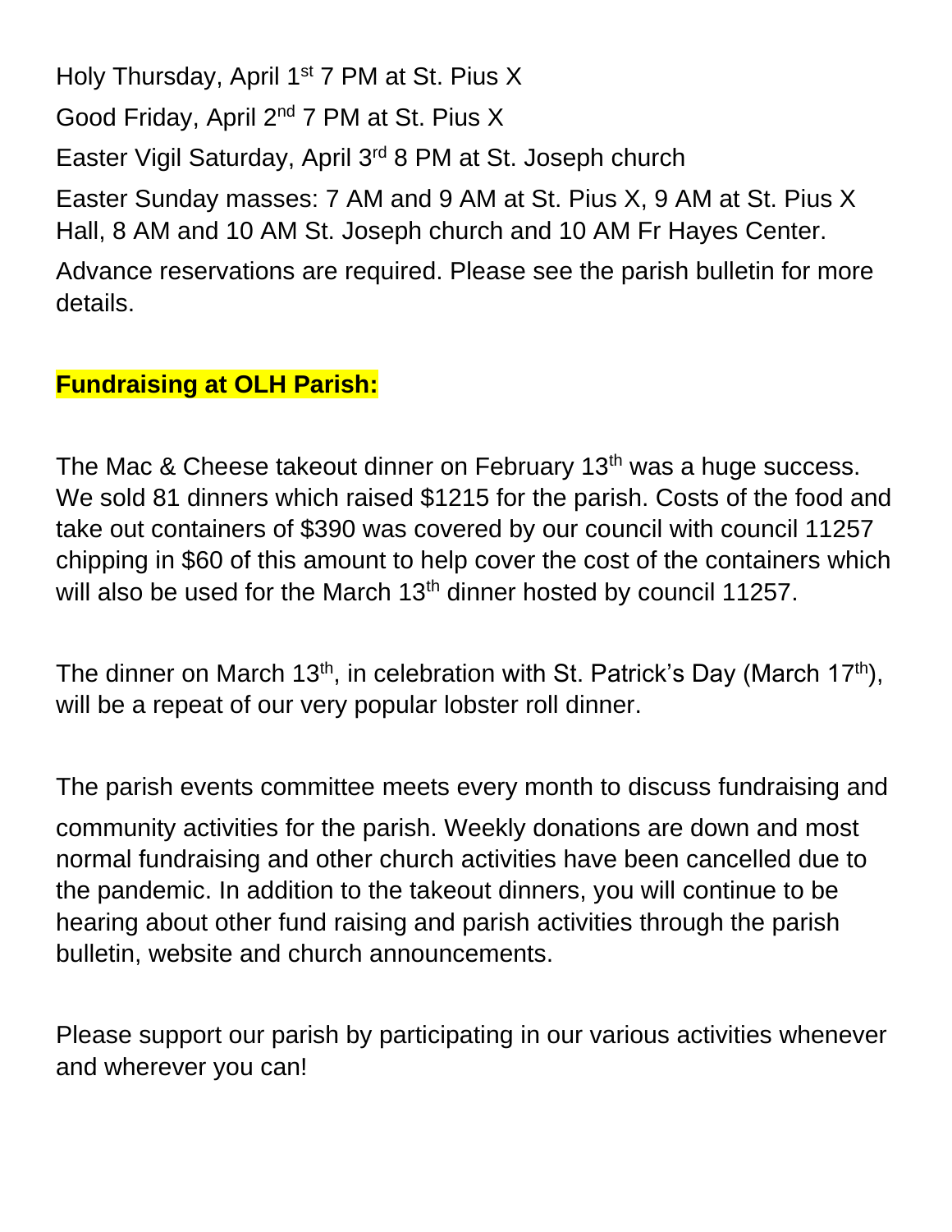Holy Thursday, April 1st 7 PM at St. Pius X

Good Friday, April 2nd 7 PM at St. Pius X

Easter Vigil Saturday, April 3rd 8 PM at St. Joseph church

Easter Sunday masses: 7 AM and 9 AM at St. Pius X, 9 AM at St. Pius X Hall, 8 AM and 10 AM St. Joseph church and 10 AM Fr Hayes Center.

Advance reservations are required. Please see the parish bulletin for more details.

**Fundraising at OLH Parish:**

The Mac & Cheese takeout dinner on February 13th was a huge success. We sold 81 dinners which raised $1215 for the parish. Costs of the food and take out containers of $390 was covered by our council with council 11257 chipping in $60 of this amount to help cover the cost of the containers which will also be used for the March 13th dinner hosted by council 11257.

The dinner on March 13th, in celebration with St. Patrick's Day (March 17th), will be a repeat of our very popular lobster roll dinner.

The parish events committee meets every month to discuss fundraising and community activities for the parish. Weekly donations are down and most normal fundraising and other church activities have been cancelled due to the pandemic. In addition to the takeout dinners, you will continue to be hearing about other fund raising and parish activities through the parish bulletin, website and church announcements.

Please support our parish by participating in our various activities whenever and wherever you can!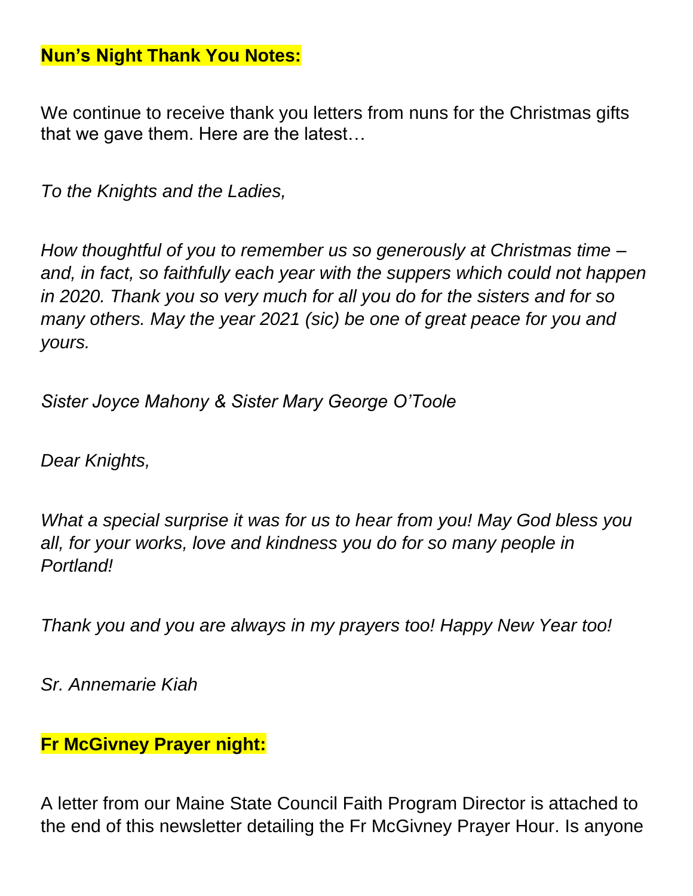**Nun's Night Thank You Notes:**

We continue to receive thank you letters from nuns for the Christmas gifts that we gave them. Here are the latest…

*To the Knights and the Ladies,*

*How thoughtful of you to remember us so generously at Christmas time – and, in fact, so faithfully each year with the suppers which could not happen in 2020. Thank you so very much for all you do for the sisters and for so many others. May the year 2021 (sic) be one of great peace for you and yours.*

*Sister Joyce Mahony & Sister Mary George O'Toole*

*Dear Knights,*

*What a special surprise it was for us to hear from you! May God bless you all, for your works, love and kindness you do for so many people in Portland!*

*Thank you and you are always in my prayers too! Happy New Year too!*

*Sr. Annemarie Kiah*

**Fr McGivney Prayer night:**

A letter from our Maine State Council Faith Program Director is attached to the end of this newsletter detailing the Fr McGivney Prayer Hour. Is anyone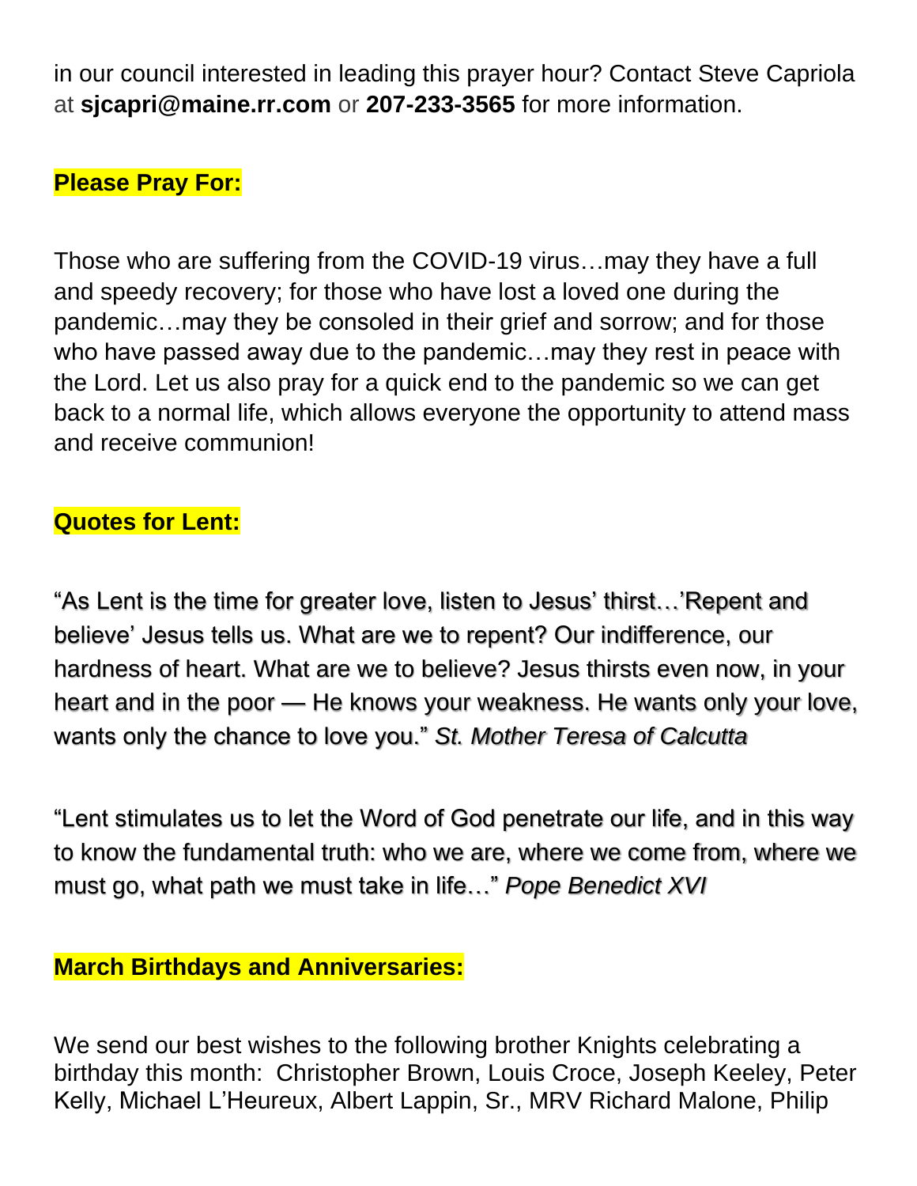in our council interested in leading this prayer hour? Contact Steve Capriola at **sjcapri@maine.rr.com** or **207-233-3565** for more information.

**Please Pray For:**

Those who are suffering from the COVID-19 virus…may they have a full and speedy recovery; for those who have lost a loved one during the pandemic…may they be consoled in their grief and sorrow; and for those who have passed away due to the pandemic…may they rest in peace with the Lord. Let us also pray for a quick end to the pandemic so we can get back to a normal life, which allows everyone the opportunity to attend mass and receive communion!

**Quotes for Lent:**

"As Lent is the time for greater love, listen to Jesus' thirst…'Repent and believe' Jesus tells us. What are we to repent? Our indifference, our hardness of heart. What are we to believe? Jesus thirsts even now, in your heart and in the poor — He knows your weakness. He wants only your love, wants only the chance to love you." *St. Mother Teresa of Calcutta*

"Lent stimulates us to let the Word of God penetrate our life, and in this way to know the fundamental truth: who we are, where we come from, where we must go, what path we must take in life…" *Pope Benedict XVI*

**March Birthdays and Anniversaries:**

We send our best wishes to the following brother Knights celebrating a birthday this month: Christopher Brown, Louis Croce, Joseph Keeley, Peter Kelly, Michael L'Heureux, Albert Lappin, Sr., MRV Richard Malone, Philip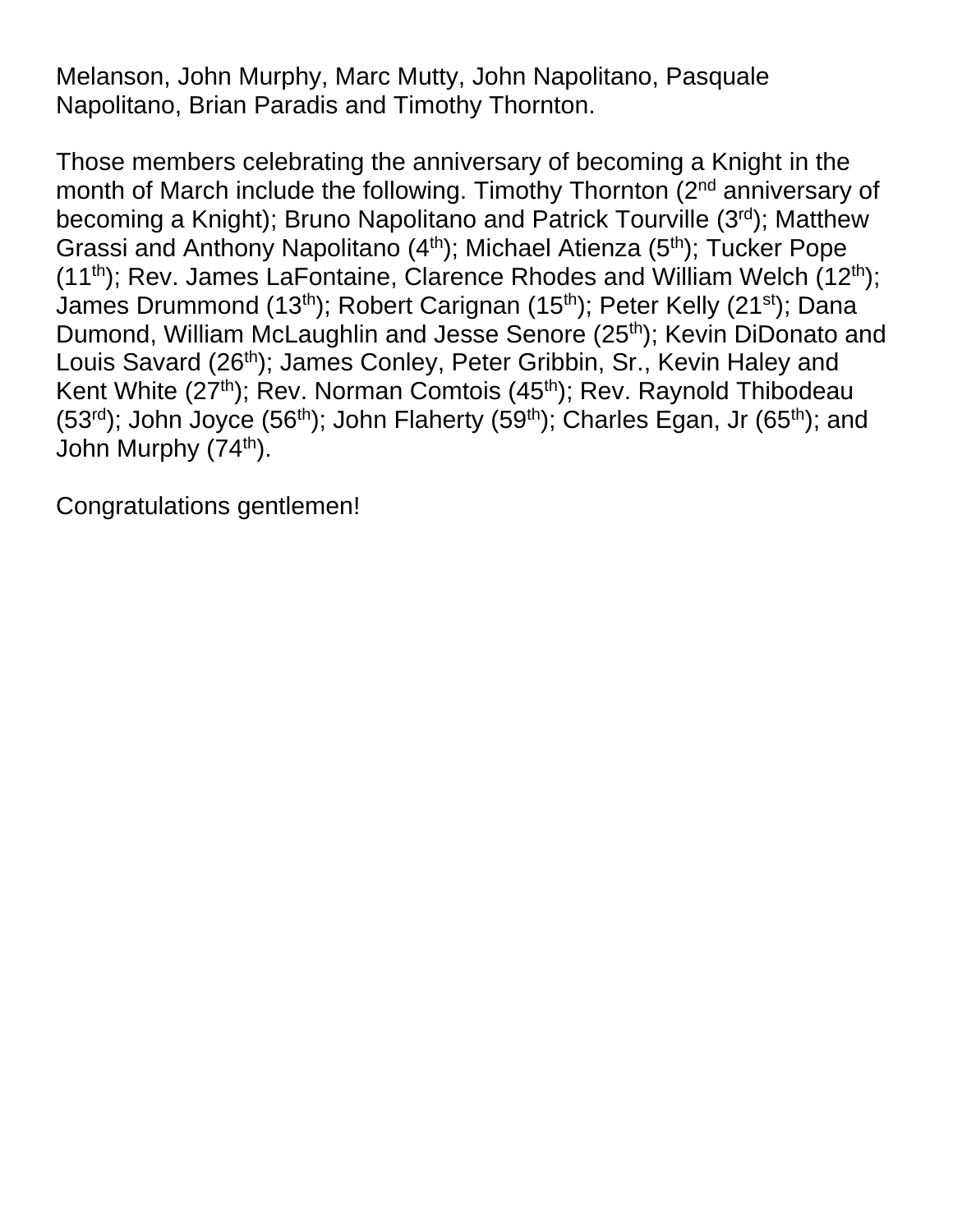Melanson, John Murphy, Marc Mutty, John Napolitano, Pasquale Napolitano, Brian Paradis and Timothy Thornton.

Those members celebrating the anniversary of becoming a Knight in the month of March include the following. Timothy Thornton (2nd anniversary of becoming a Knight); Bruno Napolitano and Patrick Tourville (3rd); Matthew Grassi and Anthony Napolitano (4th); Michael Atienza (5th); Tucker Pope (11th); Rev. James LaFontaine, Clarence Rhodes and William Welch (12th); James Drummond (13th); Robert Carignan (15th); Peter Kelly (21st); Dana Dumond, William McLaughlin and Jesse Senore (25th); Kevin DiDonato and Louis Savard (26th); James Conley, Peter Gribbin, Sr., Kevin Haley and Kent White (27th); Rev. Norman Comtois (45th); Rev. Raynold Thibodeau (53rd); John Joyce (56th); John Flaherty (59th); Charles Egan, Jr (65th); and John Murphy (74th).

Congratulations gentlemen!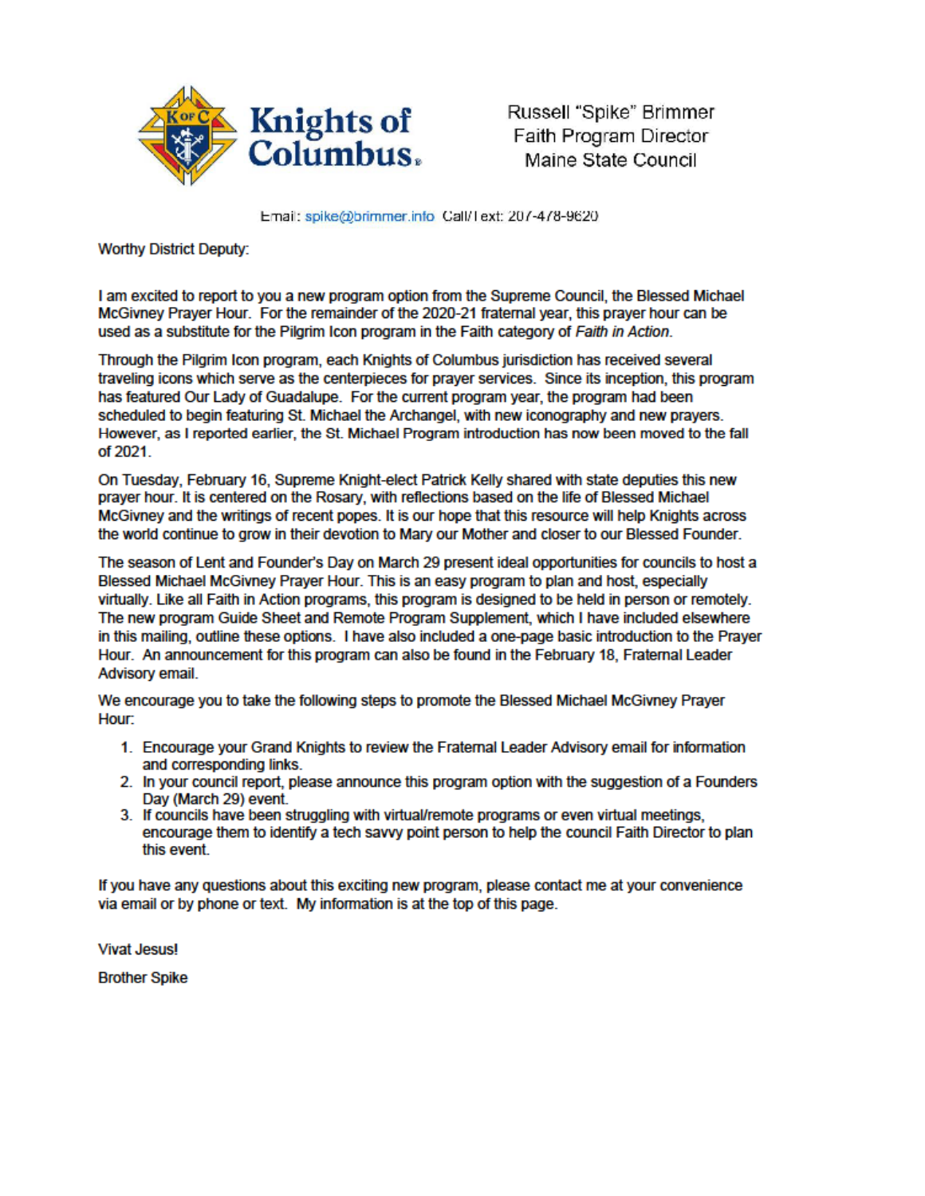Knights of Columbus.

Russell "Spike" Brimmer
Faith Program Director
Maine State Council

Email: spike@brimmer.info Call/Text: 207-478-9620

Worthy District Deputy:

I am excited to report to you a new program option from the Supreme Council, the Blessed Michael McGivney Prayer Hour. For the remainder of the 2020-21 fraternal year, this prayer hour can be used as a substitute for the Pilgrim Icon program in the Faith category of *Faith in Action*.

Through the Pilgrim Icon program, each Knights of Columbus jurisdiction has received several traveling icons which serve as the centerpieces for prayer services. Since its inception, this program has featured Our Lady of Guadalupe. For the current program year, the program had been scheduled to begin featuring St. Michael the Archangel, with new iconography and new prayers. However, as I reported earlier, the St. Michael Program introduction has now been moved to the fall of 2021.

On Tuesday, February 16, Supreme Knight-elect Patrick Kelly shared with state deputies this new prayer hour. It is centered on the Rosary, with reflections based on the life of Blessed Michael McGivney and the writings of recent popes. It is our hope that this resource will help Knights across the world continue to grow in their devotion to Mary our Mother and closer to our Blessed Founder.

The season of Lent and Founder's Day on March 29 present ideal opportunities for councils to host a Blessed Michael McGivney Prayer Hour. This is an easy program to plan and host, especially virtually. Like all Faith in Action programs, this program is designed to be held in person or remotely. The new program Guide Sheet and Remote Program Supplement, which I have included elsewhere in this mailing, outline these options. I have also included a one-page basic introduction to the Prayer Hour. An announcement for this program can also be found in the February 18, Fraternal Leader Advisory email.

We encourage you to take the following steps to promote the Blessed Michael McGivney Prayer Hour:

1. Encourage your Grand Knights to review the Fraternal Leader Advisory email for information and corresponding links.
2. In your council report, please announce this program option with the suggestion of a Founders Day (March 29) event.
3. If councils have been struggling with virtual/remote programs or even virtual meetings, encourage them to identify a tech savvy point person to help the council Faith Director to plan this event.

If you have any questions about this exciting new program, please contact me at your convenience via email or by phone or text. My information is at the top of this page.

Vivat Jesus!

Brother Spike